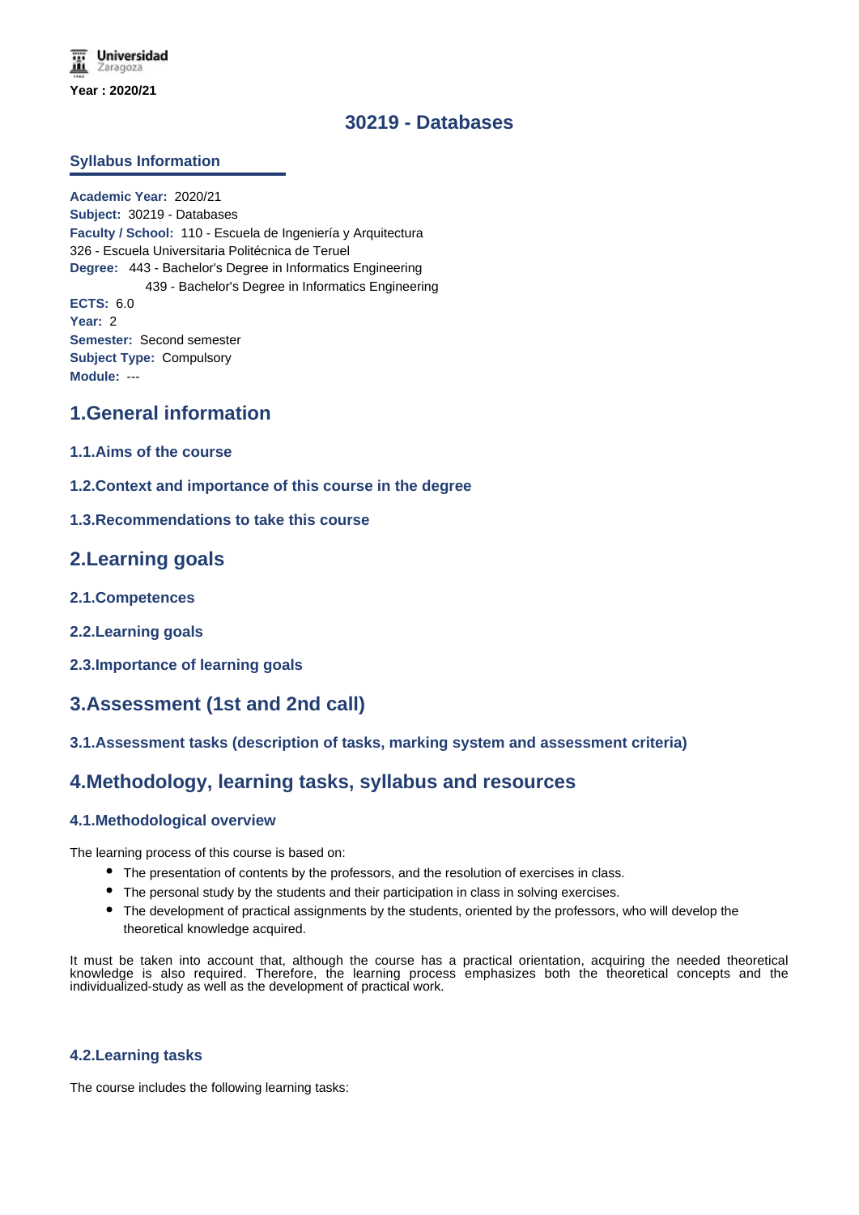Year : 2020/21

# 30219 - Databases

## Syllabus Information

**Academic Year:** 2020/21
**Subject:** 30219 - Databases
**Faculty / School:** 110 - Escuela de Ingeniería y Arquitectura
326 - Escuela Universitaria Politécnica de Teruel
**Degree:** 443 - Bachelor's Degree in Informatics Engineering
439 - Bachelor's Degree in Informatics Engineering
**ECTS:** 6.0
**Year:** 2
**Semester:** Second semester
**Subject Type:** Compulsory
**Module:** ---

## 1.General information

### 1.1.Aims of the course

### 1.2.Context and importance of this course in the degree

### 1.3.Recommendations to take this course

## 2.Learning goals

### 2.1.Competences

### 2.2.Learning goals

### 2.3.Importance of learning goals

## 3.Assessment (1st and 2nd call)

### 3.1.Assessment tasks (description of tasks, marking system and assessment criteria)

## 4.Methodology, learning tasks, syllabus and resources

### 4.1.Methodological overview

The learning process of this course is based on:

- The presentation of contents by the professors, and the resolution of exercises in class.
- The personal study by the students and their participation in class in solving exercises.
- The development of practical assignments by the students, oriented by the professors, who will develop the theoretical knowledge acquired.

It must be taken into account that, although the course has a practical orientation, acquiring the needed theoretical knowledge is also required. Therefore, the learning process emphasizes both the theoretical concepts and the individualized-study as well as the development of practical work.

### 4.2.Learning tasks

The course includes the following learning tasks: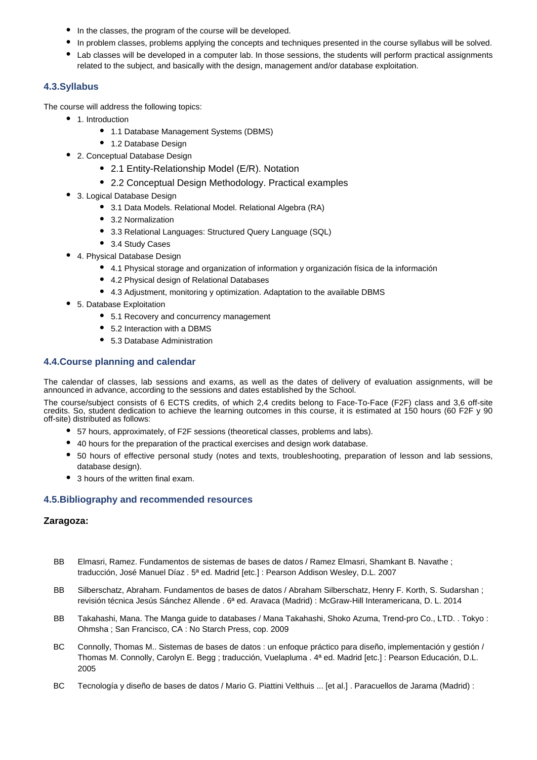- In the classes, the program of the course will be developed.
- In problem classes, problems applying the concepts and techniques presented in the course syllabus will be solved.
- Lab classes will be developed in a computer lab. In those sessions, the students will perform practical assignments related to the subject, and basically with the design, management and/or database exploitation.

### 4.3.Syllabus

The course will address the following topics:

- 1. Introduction
  - 1.1 Database Management Systems (DBMS)
  - 1.2 Database Design
- 2. Conceptual Database Design
  - 2.1 Entity-Relationship Model (E/R). Notation
  - 2.2 Conceptual Design Methodology. Practical examples
- 3. Logical Database Design
  - 3.1 Data Models. Relational Model. Relational Algebra (RA)
  - 3.2 Normalization
  - 3.3 Relational Languages: Structured Query Language (SQL)
  - 3.4 Study Cases
- 4. Physical Database Design
  - 4.1 Physical storage and organization of information y organización física de la información
  - 4.2 Physical design of Relational Databases
  - 4.3 Adjustment, monitoring y optimization. Adaptation to the available DBMS
- 5. Database Exploitation
  - 5.1 Recovery and concurrency management
  - 5.2 Interaction with a DBMS
  - 5.3 Database Administration

### 4.4.Course planning and calendar

The calendar of classes, lab sessions and exams, as well as the dates of delivery of evaluation assignments, will be announced in advance, according to the sessions and dates established by the School.

The course/subject consists of 6 ECTS credits, of which 2,4 credits belong to Face-To-Face (F2F) class and 3,6 off-site credits. So, student dedication to achieve the learning outcomes in this course, it is estimated at 150 hours (60 F2F y 90 off-site) distributed as follows:

- 57 hours, approximately, of F2F sessions (theoretical classes, problems and labs).
- 40 hours for the preparation of the practical exercises and design work database.
- 50 hours of effective personal study (notes and texts, troubleshooting, preparation of lesson and lab sessions, database design).
- 3 hours of the written final exam.

### 4.5.Bibliography and recommended resources

**Zaragoza:**

BB Elmasri, Ramez. Fundamentos de sistemas de bases de datos / Ramez Elmasri, Shamkant B. Navathe ; traducción, José Manuel Díaz . 5ª ed. Madrid [etc.] : Pearson Addison Wesley, D.L. 2007

BB Silberschatz, Abraham. Fundamentos de bases de datos / Abraham Silberschatz, Henry F. Korth, S. Sudarshan ; revisión técnica Jesús Sánchez Allende . 6ª ed. Aravaca (Madrid) : McGraw-Hill Interamericana, D. L. 2014

BB Takahashi, Mana. The Manga guide to databases / Mana Takahashi, Shoko Azuma, Trend-pro Co., LTD. . Tokyo : Ohmsha ; San Francisco, CA : No Starch Press, cop. 2009

BC Connolly, Thomas M.. Sistemas de bases de datos : un enfoque práctico para diseño, implementación y gestión / Thomas M. Connolly, Carolyn E. Begg ; traducción, Vuelapluma . 4ª ed. Madrid [etc.] : Pearson Educación, D.L. 2005

BC Tecnología y diseño de bases de datos / Mario G. Piattini Velthuis ... [et al.] . Paracuellos de Jarama (Madrid) :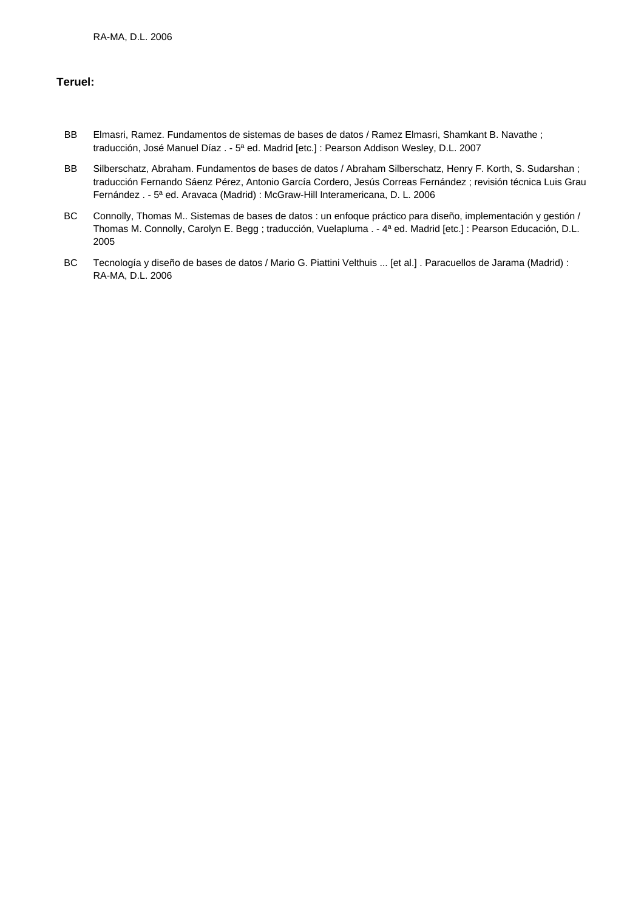RA-MA, D.L. 2006

**Teruel:**

| | |
|---|---|
| BB | Elmasri, Ramez. Fundamentos de sistemas de bases de datos / Ramez Elmasri, Shamkant B. Navathe ; traducción, José Manuel Díaz . - 5ª ed. Madrid [etc.] : Pearson Addison Wesley, D.L. 2007 |
| BB | Silberschatz, Abraham. Fundamentos de bases de datos / Abraham Silberschatz, Henry F. Korth, S. Sudarshan ; traducción Fernando Sáenz Pérez, Antonio García Cordero, Jesús Correas Fernández ; revisión técnica Luis Grau Fernández . - 5ª ed. Aravaca (Madrid) : McGraw-Hill Interamericana, D. L. 2006 |
| BC | Connolly, Thomas M.. Sistemas de bases de datos : un enfoque práctico para diseño, implementación y gestión / Thomas M. Connolly, Carolyn E. Begg ; traducción, Vuelapluma . - 4ª ed. Madrid [etc.] : Pearson Educación, D.L. 2005 |
| BC | Tecnología y diseño de bases de datos / Mario G. Piattini Velthuis ... [et al.] . Paracuellos de Jarama (Madrid) : RA-MA, D.L. 2006 |